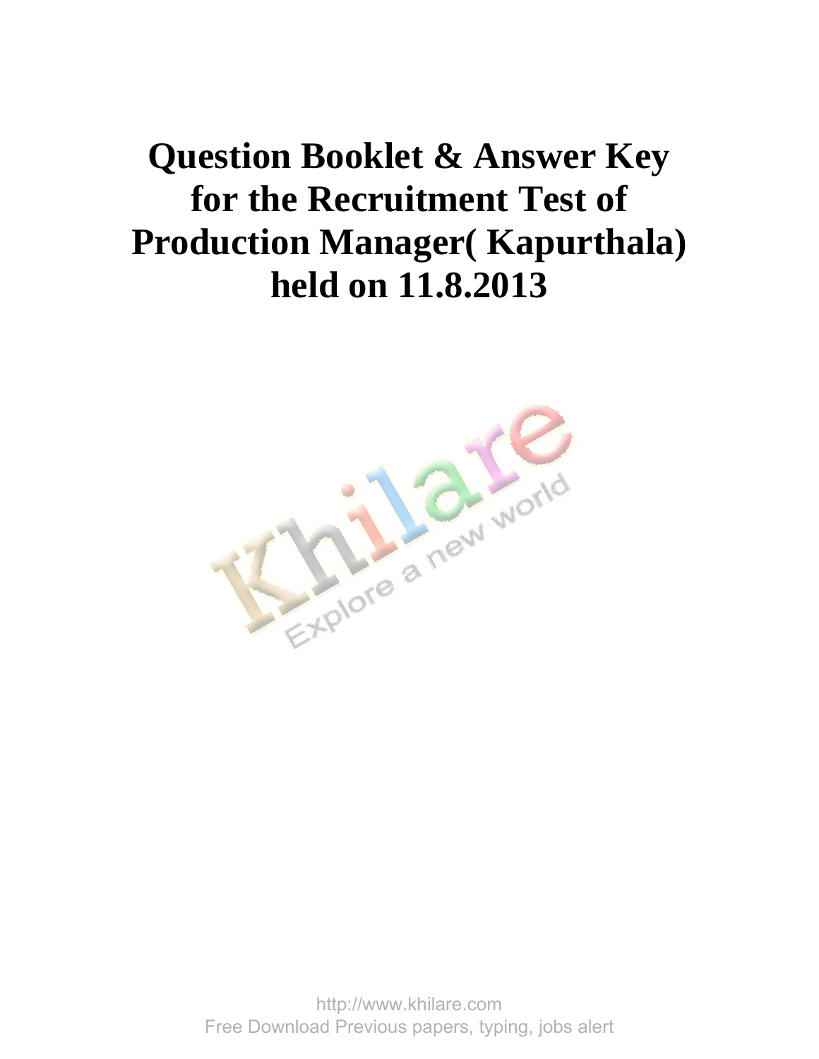# Question Booklet & Answer Key for the Recruitment Test of Production Manager( Kapurthala) held on 11.8.2013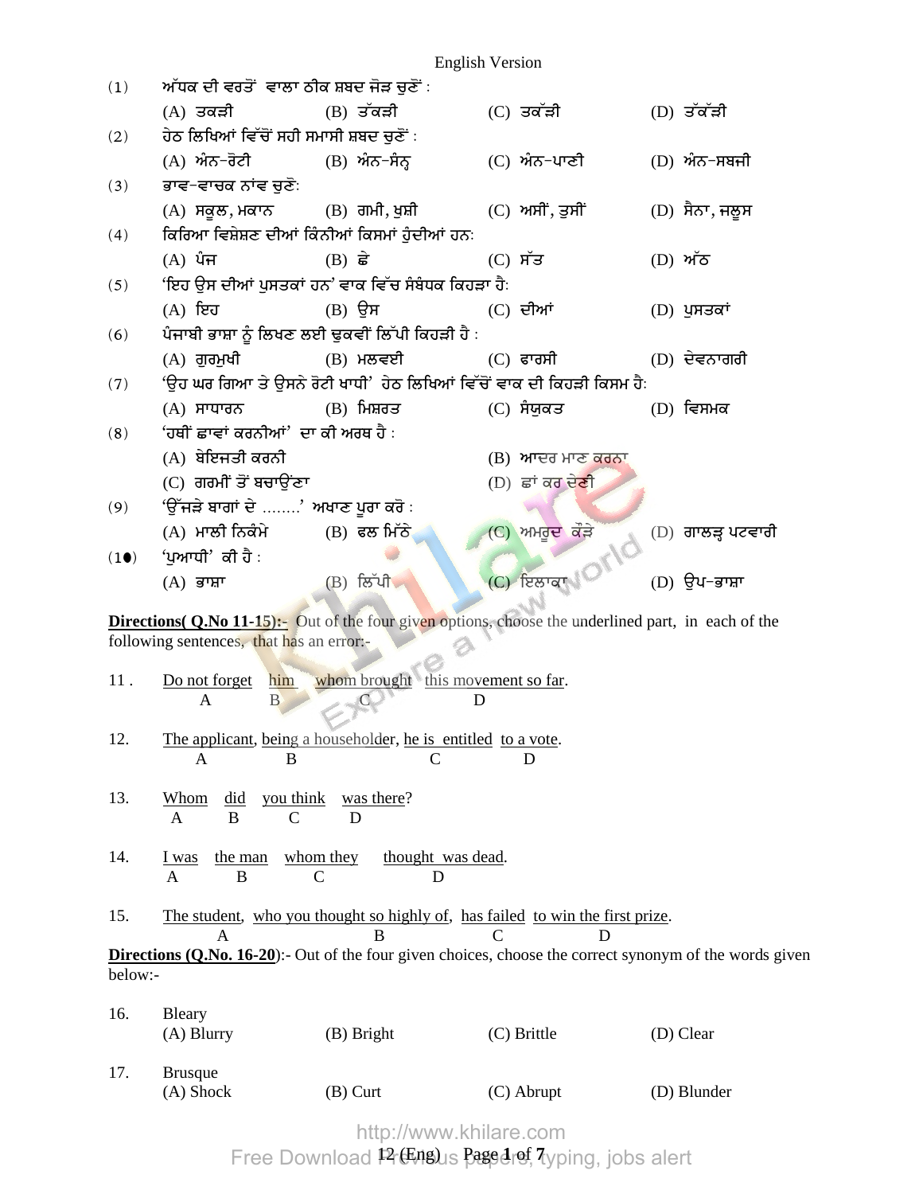English Version

(1) ਅੱਧਕ ਦੀ ਵਰਤੋਂ ਵਾਲਾ ਠੀਕ ਸ਼ਬਦ ਜੋੜ ਚੁਣੋਂ :

(A) ਤਕੜੀ (B) ਤੱਕੜੀ (C) ਤਕੱੜੀ (D) ਤੱਕੱੜੀ

(2) ਹੇਠ ਲਿਖਿਆਂ ਵਿੱਚੋਂ ਸਹੀ ਸਮਾਸੀ ਸ਼ਬਦ ਚੁਣੋਂ :

(A) ਅੰਨ-ਰੋਟੀ (B) ਅੰਨ-ਸੰਨ੍ਹ (C) ਅੰਨ-ਪਾਣੀ (D) ਅੰਨ-ਸਬਜੀ

(3) ਭਾਵ-ਵਾਚਕ ਨਾਂਵ ਚੁਣੋ:

(A) ਸਕੂਲ, ਮਕਾਨ (B) ਗਮੀ, ਖੁਸ਼ੀ (C) ਅਸੀਂ, ਤੁਸੀਂ (D) ਸੈਨਾ, ਜਲੂਸ

(4) ਕਿਰਿਆ ਵਿਸ਼ੇਸ਼ਣ ਦੀਆਂ ਕਿੰਨੀਆਂ ਕਿਸਮਾਂ ਹੁੰਦੀਆਂ ਹਨ:

(A) ਪੰਜ (B) ਛੇ (C) ਸੱਤ (D) ਅੱਠ

(5) 'ਇਹ ਉਸ ਦੀਆਂ ਪੁਸਤਕਾਂ ਹਨ' ਵਾਕ ਵਿੱਚ ਸੰਬੰਧਕ ਕਿਹੜਾ ਹੈ:

(A) ਇਹ (B) ਉਸ (C) ਦੀਆਂ (D) ਪੁਸਤਕਾਂ

(6) ਪੰਜਾਬੀ ਭਾਸ਼ਾ ਨੂੰ ਲਿਖਣ ਲਈ ਢੁਕਵੀਂ ਲਿੱਪੀ ਕਿਹੜੀ ਹੈ :

(A) ਗੁਰਮੁਖੀ (B) ਮਲਵਈ (C) ਫਾਰਸੀ (D) ਦੇਵਨਾਗਰੀ

(7) 'ਉਹ ਘਰ ਗਿਆ ਤੇ ਉਸਨੇ ਰੋਟੀ ਖਾਧੀ' ਹੇਠ ਲਿਖਿਆਂ ਵਿੱਚੋਂ ਵਾਕ ਦੀ ਕਿਹੜੀ ਕਿਸਮ ਹੈ:

(A) ਸਾਧਾਰਨ (B) ਮਿਸ਼ਰਤ (C) ਸੰਯੁਕਤ (D) ਵਿਸਮਕ

(8) 'ਹਥੀਂ ਛਾਵਾਂ ਕਰਨੀਆਂ' ਦਾ ਕੀ ਅਰਥ ਹੈ :

(A) ਬੇਇਜਤੀ ਕਰਨੀ (B) ਆਦਰ ਮਾਣ ਕਰਨਾ

(C) ਗਰਮੀਂ ਤੋਂ ਬਚਾਉਂਣਾ (D) ਛਾਂ ਕਰ ਦੇਣੀ

(9) 'ਉੱਜੜੇ ਬਾਗਾਂ ਦੇ ........' ਅਖਾਣ ਪੂਰਾ ਕਰੋ :

(A) ਮਾਲੀ ਨਿਕੰਮੇ (B) ਫਲ ਮਿੱਠੇ (C) ਅਮਰੂਦ ਕੌੜੇ (D) ਗਾਲੜ੍ਹ ਪਟਵਾਰੀ

(10) 'ਪੁਆਧੀ' ਕੀ ਹੈ :

(A) ਭਾਸ਼ਾ (B) ਲਿੱਪੀ (C) ਇਲਾਕਾ (D) ਉਪ-ਭਾਸ਼ਾ

**Directions( Q.No 11-15):-** Out of the four given options, choose the underlined part, in each of the following sentences, that has an error:-

11. Do not forget (A) him (B) whom brought (C) this movement so far (D).

12. The applicant (A), being a householder (B), he is entitled (C) to a vote (D).

13. Whom (A) did (B) you think (C) was there (D)?

14. I was (A) the man (B) whom they (C) thought was dead (D).

15. The student (A), who you thought so highly of (B), has failed (C) to win the first prize (D).

**Directions (Q.No. 16-20)**:- Out of the four given choices, choose the correct synonym of the words given below:-

16. Bleary

(A) Blurry (B) Bright (C) Brittle (D) Clear

17. Brusque

(A) Shock (B) Curt (C) Abrupt (D) Blunder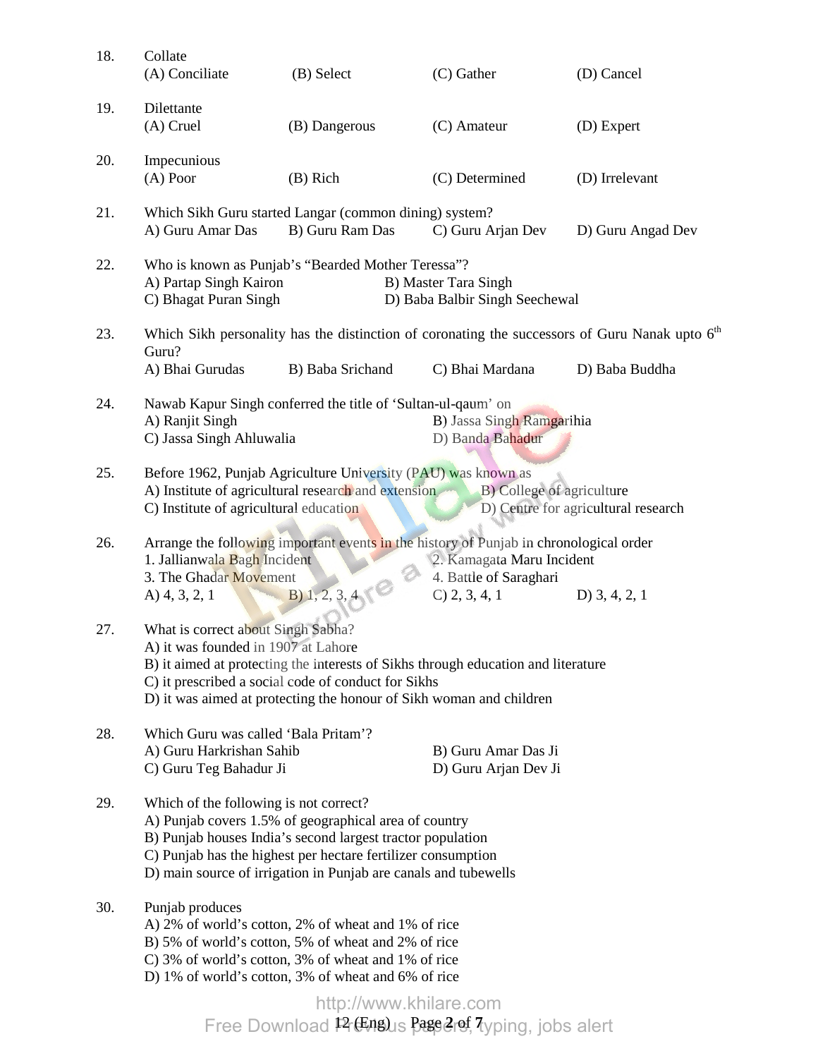18. Collate
(A) Conciliate (B) Select (C) Gather (D) Cancel

19. Dilettante
(A) Cruel (B) Dangerous (C) Amateur (D) Expert

20. Impecunious
(A) Poor (B) Rich (C) Determined (D) Irrelevant

21. Which Sikh Guru started Langar (common dining) system?
A) Guru Amar Das B) Guru Ram Das C) Guru Arjan Dev D) Guru Angad Dev

22. Who is known as Punjab's "Bearded Mother Teressa"?
A) Partap Singh Kairon B) Master Tara Singh
C) Bhagat Puran Singh D) Baba Balbir Singh Seechewal

23. Which Sikh personality has the distinction of coronating the successors of Guru Nanak upto 6th Guru?
A) Bhai Gurudas B) Baba Srichand C) Bhai Mardana D) Baba Buddha

24. Nawab Kapur Singh conferred the title of 'Sultan-ul-qaum' on
A) Ranjit Singh B) Jassa Singh Ramgarihia
C) Jassa Singh Ahluwalia D) Banda Bahadur

25. Before 1962, Punjab Agriculture University (PAU) was known as
A) Institute of agricultural research and extension B) College of agriculture
C) Institute of agricultural education D) Centre for agricultural research

26. Arrange the following important events in the history of Punjab in chronological order
1. Jallianwala Bagh Incident 2. Kamagata Maru Incident
3. The Ghadar Movement 4. Battle of Saraghari
A) 4, 3, 2, 1 B) 1, 2, 3, 4 C) 2, 3, 4, 1 D) 3, 4, 2, 1

27. What is correct about Singh Sabha?
A) it was founded in 1907 at Lahore
B) it aimed at protecting the interests of Sikhs through education and literature
C) it prescribed a social code of conduct for Sikhs
D) it was aimed at protecting the honour of Sikh woman and children

28. Which Guru was called 'Bala Pritam'?
A) Guru Harkrishan Sahib B) Guru Amar Das Ji
C) Guru Teg Bahadur Ji D) Guru Arjan Dev Ji

29. Which of the following is not correct?
A) Punjab covers 1.5% of geographical area of country
B) Punjab houses India's second largest tractor population
C) Punjab has the highest per hectare fertilizer consumption
D) main source of irrigation in Punjab are canals and tubewells

30. Punjab produces
A) 2% of world's cotton, 2% of wheat and 1% of rice
B) 5% of world's cotton, 5% of wheat and 2% of rice
C) 3% of world's cotton, 3% of wheat and 1% of rice
D) 1% of world's cotton, 3% of wheat and 6% of rice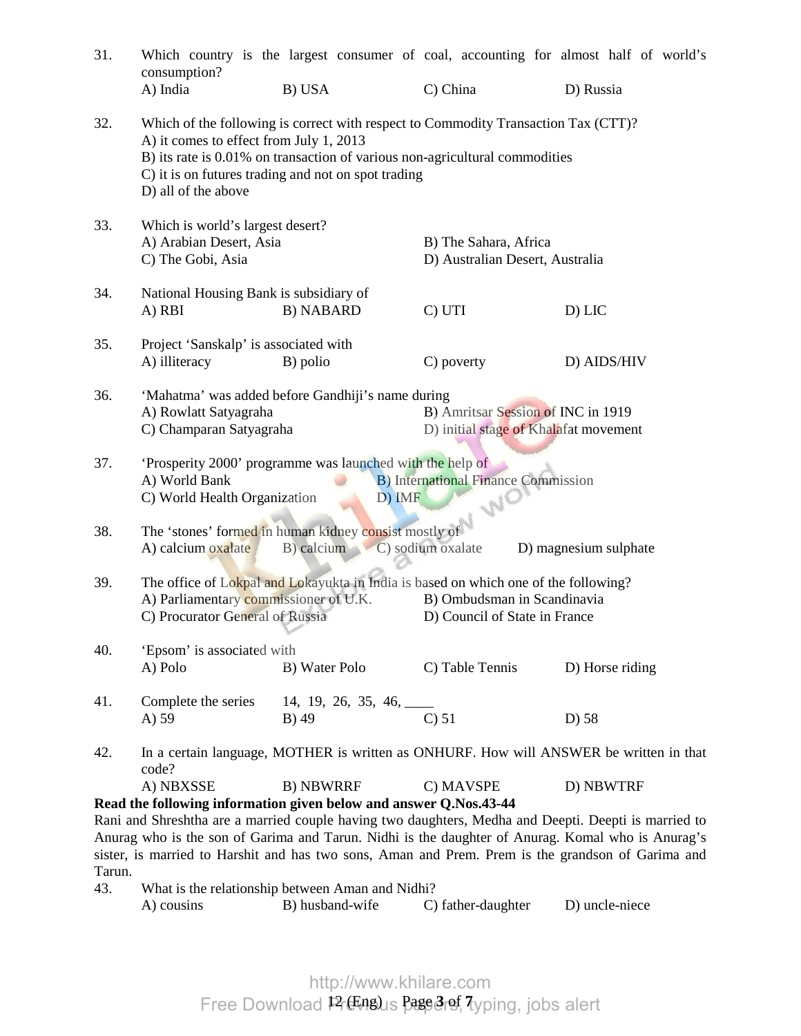31. Which country is the largest consumer of coal, accounting for almost half of world's consumption?
 A) India  B) USA  C) China  D) Russia

32. Which of the following is correct with respect to Commodity Transaction Tax (CTT)?
 A) it comes to effect from July 1, 2013
 B) its rate is 0.01% on transaction of various non-agricultural commodities
 C) it is on futures trading and not on spot trading
 D) all of the above

33. Which is world's largest desert?
 A) Arabian Desert, Asia  B) The Sahara, Africa
 C) The Gobi, Asia  D) Australian Desert, Australia

34. National Housing Bank is subsidiary of
 A) RBI  B) NABARD  C) UTI  D) LIC

35. Project 'Sanskalp' is associated with
 A) illiteracy  B) polio  C) poverty  D) AIDS/HIV

36. 'Mahatma' was added before Gandhiji's name during
 A) Rowlatt Satyagraha  B) Amritsar Session of INC in 1919
 C) Champaran Satyagraha  D) initial stage of Khalafat movement

37. 'Prosperity 2000' programme was launched with the help of
 A) World Bank  B) International Finance Commission
 C) World Health Organization  D) IMF

38. The 'stones' formed in human kidney consist mostly of
 A) calcium oxalate  B) calcium  C) sodium oxalate  D) magnesium sulphate

39. The office of Lokpal and Lokayukta in India is based on which one of the following?
 A) Parliamentary commissioner of U.K.  B) Ombudsman in Scandinavia
 C) Procurator General of Russia  D) Council of State in France

40. 'Epsom' is associated with
 A) Polo  B) Water Polo  C) Table Tennis  D) Horse riding

41. Complete the series  14, 19, 26, 35, 46, ____
 A) 59  B) 49  C) 51  D) 58

42. In a certain language, MOTHER is written as ONHURF. How will ANSWER be written in that code?
 A) NBXSSE  B) NBWRRF  C) MAVSPE  D) NBWTRF

**Read the following information given below and answer Q.Nos.43-44**

Rani and Shreshtha are a married couple having two daughters, Medha and Deepti. Deepti is married to Anurag who is the son of Garima and Tarun. Nidhi is the daughter of Anurag. Komal who is Anurag's sister, is married to Harshit and has two sons, Aman and Prem. Prem is the grandson of Garima and Tarun.

43. What is the relationship between Aman and Nidhi?
 A) cousins  B) husband-wife  C) father-daughter  D) uncle-niece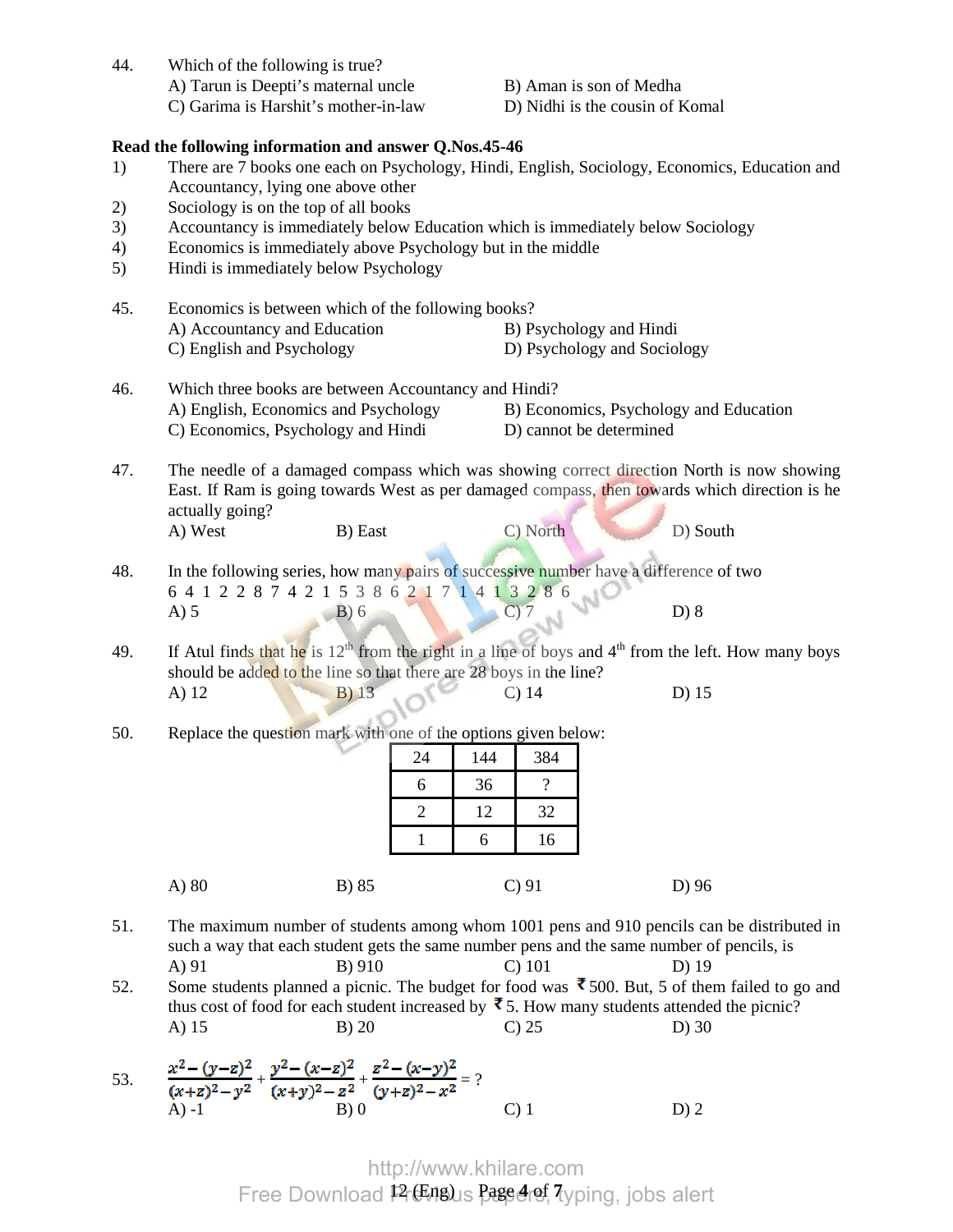44. Which of the following is true?

A) Tarun is Deepti's maternal uncle
B) Aman is son of Medha
C) Garima is Harshit's mother-in-law
D) Nidhi is the cousin of Komal

**Read the following information and answer Q.Nos.45-46**

1) There are 7 books one each on Psychology, Hindi, English, Sociology, Economics, Education and Accountancy, lying one above other
2) Sociology is on the top of all books
3) Accountancy is immediately below Education which is immediately below Sociology
4) Economics is immediately above Psychology but in the middle
5) Hindi is immediately below Psychology

45. Economics is between which of the following books?

A) Accountancy and Education
B) Psychology and Hindi
C) English and Psychology
D) Psychology and Sociology

46. Which three books are between Accountancy and Hindi?

A) English, Economics and Psychology
B) Economics, Psychology and Education
C) Economics, Psychology and Hindi
D) cannot be determined

47. The needle of a damaged compass which was showing correct direction North is now showing East. If Ram is going towards West as per damaged compass, then towards which direction is he actually going?

A) West
B) East
C) North
D) South

48. In the following series, how many pairs of successive number have a difference of two

6 4 1 2 2 8 7 4 2 1 5 3 8 6 2 1 7 1 4 1 3 2 8 6

A) 5
B) 6
C) 7
D) 8

49. If Atul finds that he is $12^{th}$ from the right in a line of boys and $4^{th}$ from the left. How many boys should be added to the line so that there are 28 boys in the line?

A) 12
B) 13
C) 14
D) 15

50. Replace the question mark with one of the options given below:

| 24 | 144 | 384 |
|---|---|---|
| 6 | 36 | ? |
| 2 | 12 | 32 |
| 1 | 6 | 16 |

A) 80
B) 85
C) 91
D) 96

51. The maximum number of students among whom 1001 pens and 910 pencils can be distributed in such a way that each student gets the same number pens and the same number of pencils, is

A) 91
B) 910
C) 101
D) 19

52. Some students planned a picnic. The budget for food was ₹ 500. But, 5 of them failed to go and thus cost of food for each student increased by ₹ 5. How many students attended the picnic?

A) 15
B) 20
C) 25
D) 30

53. $\frac{x^2-(y-z)^2}{(x+z)^2-y^2}+\frac{y^2-(x-z)^2}{(x+y)^2-z^2}+\frac{z^2-(x-y)^2}{(y+z)^2-x^2} = ?$

A) -1
B) 0
C) 1
D) 2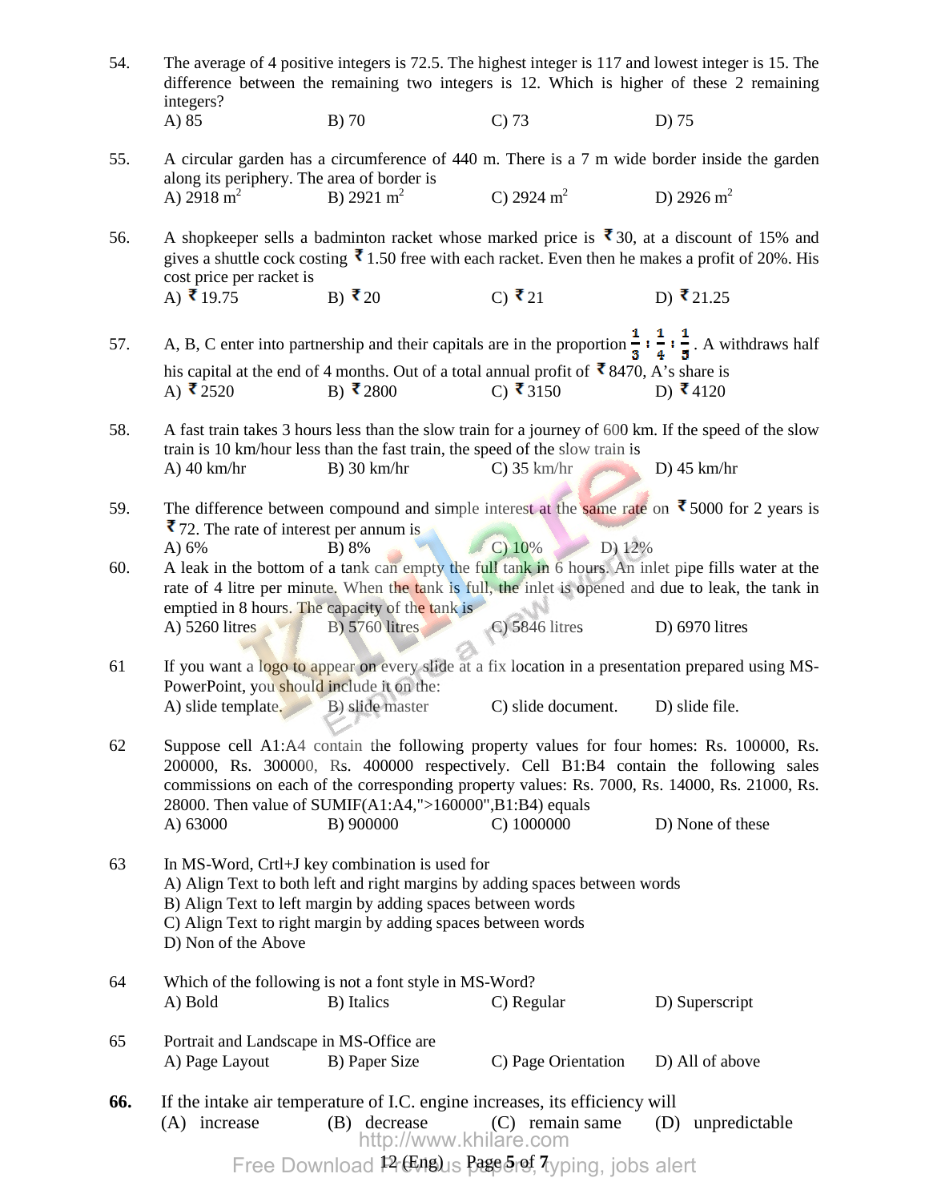54. The average of 4 positive integers is 72.5. The highest integer is 117 and lowest integer is 15. The difference between the remaining two integers is 12. Which is higher of these 2 remaining integers?
A) 85 B) 70 C) 73 D) 75

55. A circular garden has a circumference of 440 m. There is a 7 m wide border inside the garden along its periphery. The area of border is
A) 2918 $m^2$ B) 2921 $m^2$ C) 2924 $m^2$ D) 2926 $m^2$

56. A shopkeeper sells a badminton racket whose marked price is ₹30, at a discount of 15% and gives a shuttle cock costing ₹1.50 free with each racket. Even then he makes a profit of 20%. His cost price per racket is
A) ₹19.75 B) ₹20 C) ₹21 D) ₹21.25

57. A, B, C enter into partnership and their capitals are in the proportion $\frac{1}{3} : \frac{1}{4} : \frac{1}{5}$. A withdraws half his capital at the end of 4 months. Out of a total annual profit of ₹8470, A's share is
A) ₹2520 B) ₹2800 C) ₹3150 D) ₹4120

58. A fast train takes 3 hours less than the slow train for a journey of 600 km. If the speed of the slow train is 10 km/hour less than the fast train, the speed of the slow train is
A) 40 km/hr B) 30 km/hr C) 35 km/hr D) 45 km/hr

59. The difference between compound and simple interest at the same rate on ₹5000 for 2 years is ₹72. The rate of interest per annum is
A) 6% B) 8% C) 10% D) 12%

60. A leak in the bottom of a tank can empty the full tank in 6 hours. An inlet pipe fills water at the rate of 4 litre per minute. When the tank is full, the inlet is opened and due to leak, the tank in emptied in 8 hours. The capacity of the tank is
A) 5260 litres B) 5760 litres C) 5846 litres D) 6970 litres

61 If you want a logo to appear on every slide at a fix location in a presentation prepared using MS-PowerPoint, you should include it on the:
A) slide template. B) slide master C) slide document. D) slide file.

62 Suppose cell A1:A4 contain the following property values for four homes: Rs. 100000, Rs. 200000, Rs. 300000, Rs. 400000 respectively. Cell B1:B4 contain the following sales commissions on each of the corresponding property values: Rs. 7000, Rs. 14000, Rs. 21000, Rs. 28000. Then value of SUMIF(A1:A4,">160000",B1:B4) equals
A) 63000 B) 900000 C) 1000000 D) None of these

63 In MS-Word, Crtl+J key combination is used for
A) Align Text to both left and right margins by adding spaces between words
B) Align Text to left margin by adding spaces between words
C) Align Text to right margin by adding spaces between words
D) Non of the Above

64 Which of the following is not a font style in MS-Word?
A) Bold B) Italics C) Regular D) Superscript

65 Portrait and Landscape in MS-Office are
A) Page Layout B) Paper Size C) Page Orientation D) All of above

**66.** If the intake air temperature of I.C. engine increases, its efficiency will
(A) increase (B) decrease (C) remain same (D) unpredictable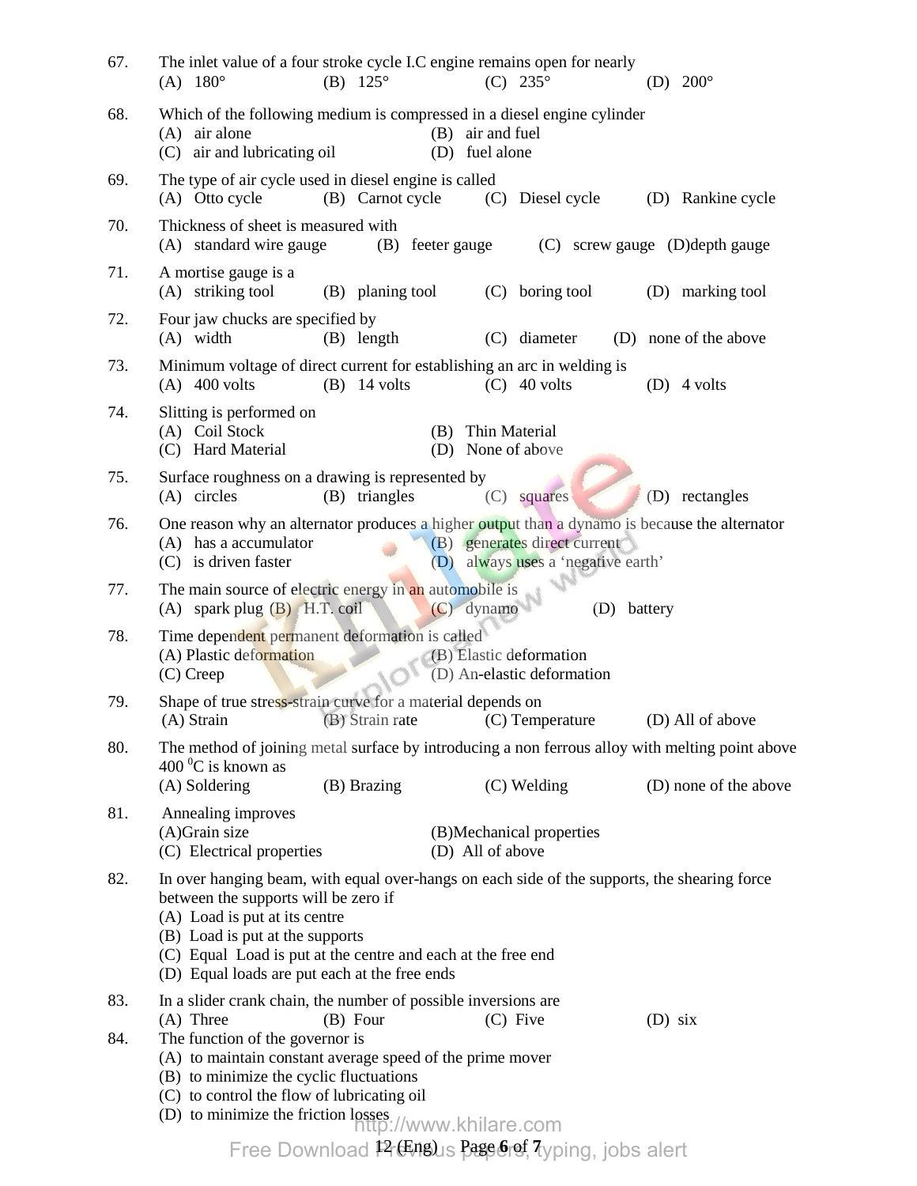67. The inlet value of a four stroke cycle I.C engine remains open for nearly
(A) 180° (B) 125° (C) 235° (D) 200°

68. Which of the following medium is compressed in a diesel engine cylinder
(A) air alone (B) air and fuel
(C) air and lubricating oil (D) fuel alone

69. The type of air cycle used in diesel engine is called
(A) Otto cycle (B) Carnot cycle (C) Diesel cycle (D) Rankine cycle

70. Thickness of sheet is measured with
(A) standard wire gauge (B) feeter gauge (C) screw gauge (D)depth gauge

71. A mortise gauge is a
(A) striking tool (B) planing tool (C) boring tool (D) marking tool

72. Four jaw chucks are specified by
(A) width (B) length (C) diameter (D) none of the above

73. Minimum voltage of direct current for establishing an arc in welding is
(A) 400 volts (B) 14 volts (C) 40 volts (D) 4 volts

74. Slitting is performed on
(A) Coil Stock (B) Thin Material
(C) Hard Material (D) None of above

75. Surface roughness on a drawing is represented by
(A) circles (B) triangles (C) squares (D) rectangles

76. One reason why an alternator produces a higher output than a dynamo is because the alternator
(A) has a accumulator (B) generates direct current
(C) is driven faster (D) always uses a 'negative earth'

77. The main source of electric energy in an automobile is
(A) spark plug (B) H.T. coil (C) dynamo (D) battery

78. Time dependent permanent deformation is called
(A) Plastic deformation (B) Elastic deformation
(C) Creep (D) An-elastic deformation

79. Shape of true stress-strain curve for a material depends on
(A) Strain (B) Strain rate (C) Temperature (D) All of above

80. The method of joining metal surface by introducing a non ferrous alloy with melting point above 400 $^0$C is known as
(A) Soldering (B) Brazing (C) Welding (D) none of the above

81. Annealing improves
(A)Grain size (B)Mechanical properties
(C) Electrical properties (D) All of above

82. In over hanging beam, with equal over-hangs on each side of the supports, the shearing force between the supports will be zero if
(A) Load is put at its centre
(B) Load is put at the supports
(C) Equal Load is put at the centre and each at the free end
(D) Equal loads are put each at the free ends

83. In a slider crank chain, the number of possible inversions are
(A) Three (B) Four (C) Five (D) six

84. The function of the governor is
(A) to maintain constant average speed of the prime mover
(B) to minimize the cyclic fluctuations
(C) to control the flow of lubricating oil
(D) to minimize the friction losses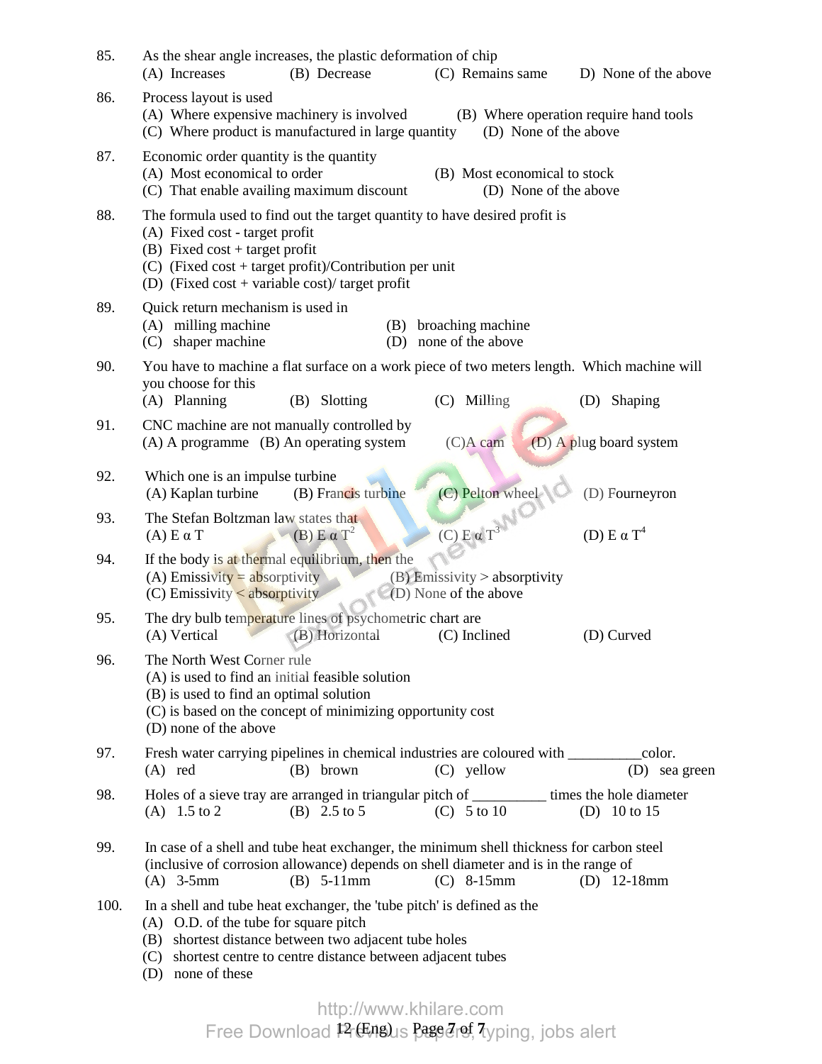85. As the shear angle increases, the plastic deformation of chip
(A) Increases (B) Decrease (C) Remains same D) None of the above

86. Process layout is used
(A) Where expensive machinery is involved (B) Where operation require hand tools
(C) Where product is manufactured in large quantity (D) None of the above

87. Economic order quantity is the quantity
(A) Most economical to order (B) Most economical to stock
(C) That enable availing maximum discount (D) None of the above

88. The formula used to find out the target quantity to have desired profit is
(A) Fixed cost - target profit
(B) Fixed cost + target profit
(C) (Fixed cost + target profit)/Contribution per unit
(D) (Fixed cost + variable cost)/ target profit

89. Quick return mechanism is used in
(A) milling machine (B) broaching machine
(C) shaper machine (D) none of the above

90. You have to machine a flat surface on a work piece of two meters length. Which machine will you choose for this
(A) Planning (B) Slotting (C) Milling (D) Shaping

91. CNC machine are not manually controlled by
(A) A programme (B) An operating system (C) A cam (D) A plug board system

92. Which one is an impulse turbine
(A) Kaplan turbine (B) Francis turbine (C) Pelton wheel (D) Fourneyron

93. The Stefan Boltzman law states that
(A) $E \alpha T$ (B) $E \alpha T^2$ (C) $E \alpha T^3$ (D) $E \alpha T^4$

94. If the body is at thermal equilibrium, then the
(A) Emissivity = absorptivity (B) Emissivity > absorptivity
(C) Emissivity < absorptivity (D) None of the above

95. The dry bulb temperature lines of psychometric chart are
(A) Vertical (B) Horizontal (C) Inclined (D) Curved

96. The North West Corner rule
(A) is used to find an initial feasible solution
(B) is used to find an optimal solution
(C) is based on the concept of minimizing opportunity cost
(D) none of the above

97. Fresh water carrying pipelines in chemical industries are coloured with __________color.
(A) red (B) brown (C) yellow (D) sea green

98. Holes of a sieve tray are arranged in triangular pitch of __________ times the hole diameter
(A) 1.5 to 2 (B) 2.5 to 5 (C) 5 to 10 (D) 10 to 15

99. In case of a shell and tube heat exchanger, the minimum shell thickness for carbon steel (inclusive of corrosion allowance) depends on shell diameter and is in the range of
(A) 3-5mm (B) 5-11mm (C) 8-15mm (D) 12-18mm

100. In a shell and tube heat exchanger, the 'tube pitch' is defined as the
(A) O.D. of the tube for square pitch
(B) shortest distance between two adjacent tube holes
(C) shortest centre to centre distance between adjacent tubes
(D) none of these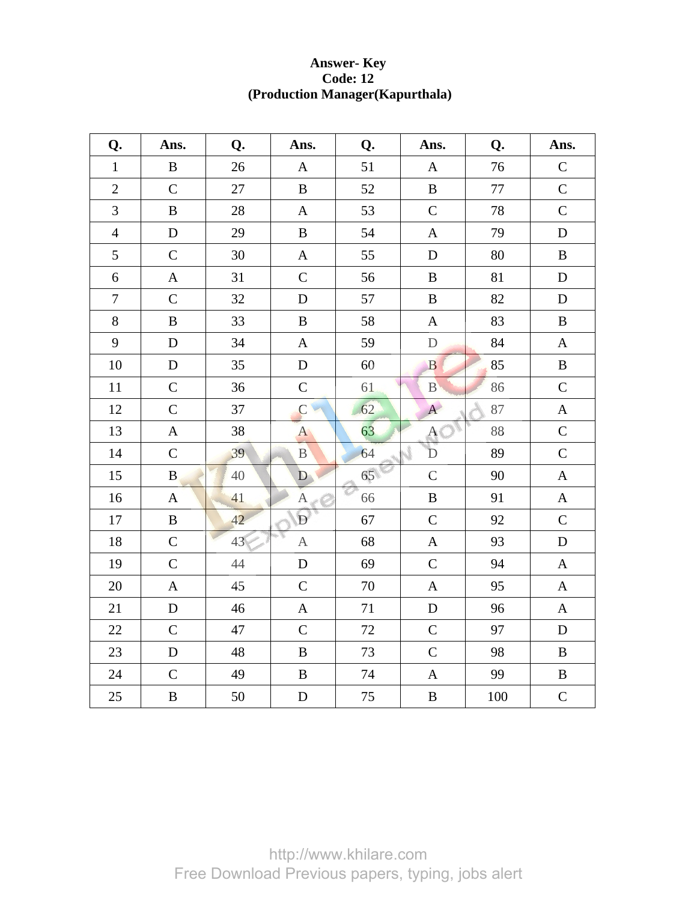**Answer- Key**
**Code: 12**
**(Production Manager(Kapurthala)**

| Q. | Ans. | Q. | Ans. | Q. | Ans. | Q. | Ans. |
|---|---|---|---|---|---|---|---|
| 1 | B | 26 | A | 51 | A | 76 | C |
| 2 | C | 27 | B | 52 | B | 77 | C |
| 3 | B | 28 | A | 53 | C | 78 | C |
| 4 | D | 29 | B | 54 | A | 79 | D |
| 5 | C | 30 | A | 55 | D | 80 | B |
| 6 | A | 31 | C | 56 | B | 81 | D |
| 7 | C | 32 | D | 57 | B | 82 | D |
| 8 | B | 33 | B | 58 | A | 83 | B |
| 9 | D | 34 | A | 59 | D | 84 | A |
| 10 | D | 35 | D | 60 | B | 85 | B |
| 11 | C | 36 | C | 61 | B | 86 | C |
| 12 | C | 37 | C | 62 | A | 87 | A |
| 13 | A | 38 | A | 63 | A | 88 | C |
| 14 | C | 39 | B | 64 | D | 89 | C |
| 15 | B | 40 | D | 65 | C | 90 | A |
| 16 | A | 41 | A | 66 | B | 91 | A |
| 17 | B | 42 | D | 67 | C | 92 | C |
| 18 | C | 43 | A | 68 | A | 93 | D |
| 19 | C | 44 | D | 69 | C | 94 | A |
| 20 | A | 45 | C | 70 | A | 95 | A |
| 21 | D | 46 | A | 71 | D | 96 | A |
| 22 | C | 47 | C | 72 | C | 97 | D |
| 23 | D | 48 | B | 73 | C | 98 | B |
| 24 | C | 49 | B | 74 | A | 99 | B |
| 25 | B | 50 | D | 75 | B | 100 | C |